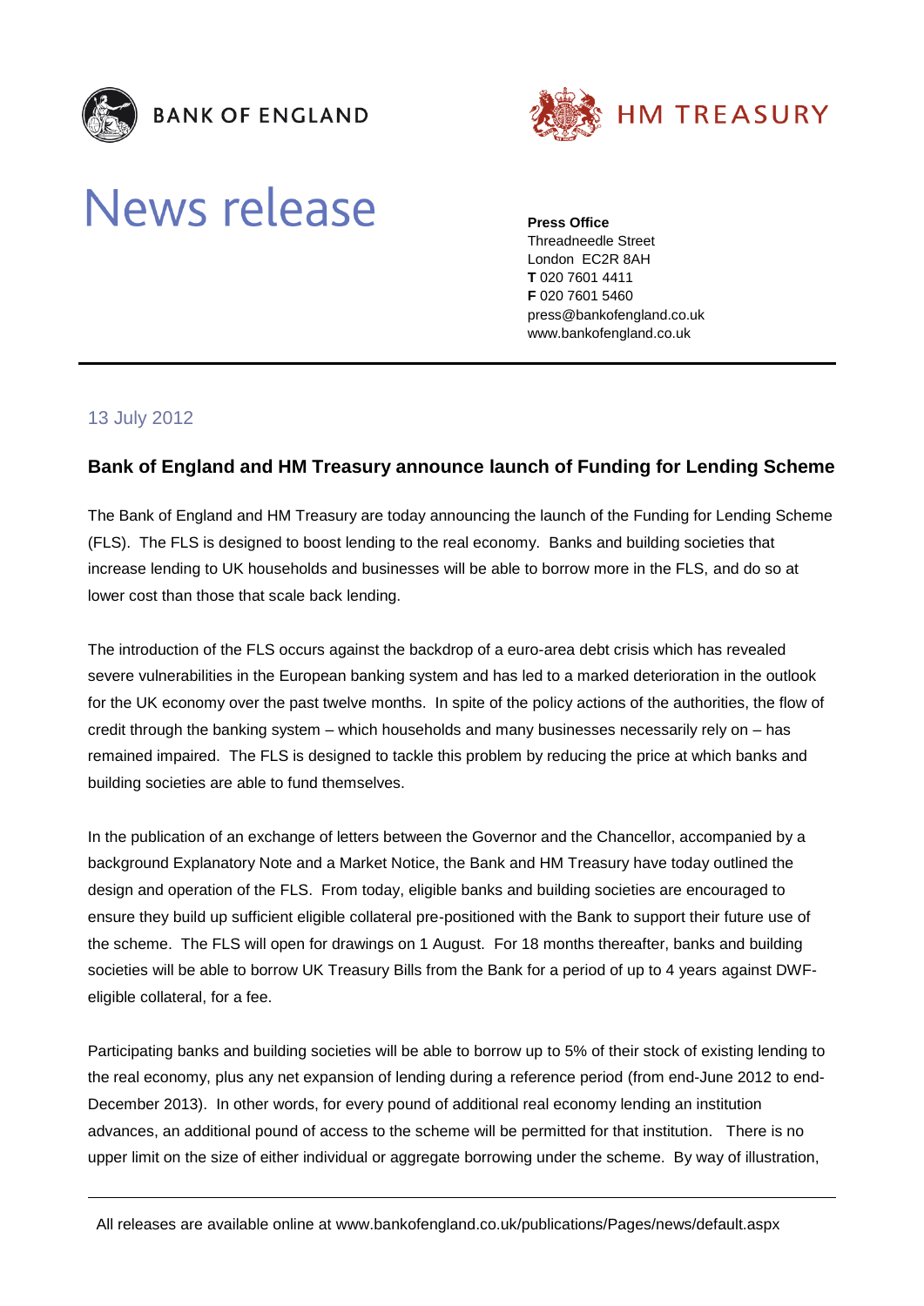BANK OF ENGLAND

HM TREASURY

# News release

**Press Office**
Threadneedle Street
London EC2R 8AH
**T** 020 7601 4411
**F** 020 7601 5460
press@bankofengland.co.uk
www.bankofengland.co.uk

13 July 2012

## Bank of England and HM Treasury announce launch of Funding for Lending Scheme

The Bank of England and HM Treasury are today announcing the launch of the Funding for Lending Scheme (FLS). The FLS is designed to boost lending to the real economy. Banks and building societies that increase lending to UK households and businesses will be able to borrow more in the FLS, and do so at lower cost than those that scale back lending.

The introduction of the FLS occurs against the backdrop of a euro-area debt crisis which has revealed severe vulnerabilities in the European banking system and has led to a marked deterioration in the outlook for the UK economy over the past twelve months. In spite of the policy actions of the authorities, the flow of credit through the banking system – which households and many businesses necessarily rely on – has remained impaired. The FLS is designed to tackle this problem by reducing the price at which banks and building societies are able to fund themselves.

In the publication of an exchange of letters between the Governor and the Chancellor, accompanied by a background Explanatory Note and a Market Notice, the Bank and HM Treasury have today outlined the design and operation of the FLS. From today, eligible banks and building societies are encouraged to ensure they build up sufficient eligible collateral pre-positioned with the Bank to support their future use of the scheme. The FLS will open for drawings on 1 August. For 18 months thereafter, banks and building societies will be able to borrow UK Treasury Bills from the Bank for a period of up to 4 years against DWF-eligible collateral, for a fee.

Participating banks and building societies will be able to borrow up to 5% of their stock of existing lending to the real economy, plus any net expansion of lending during a reference period (from end-June 2012 to end-December 2013). In other words, for every pound of additional real economy lending an institution advances, an additional pound of access to the scheme will be permitted for that institution. There is no upper limit on the size of either individual or aggregate borrowing under the scheme. By way of illustration,

All releases are available online at www.bankofengland.co.uk/publications/Pages/news/default.aspx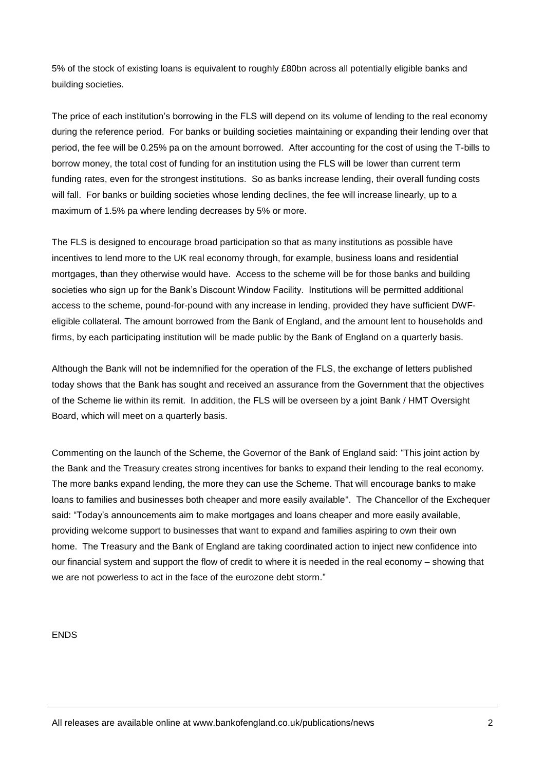5% of the stock of existing loans is equivalent to roughly £80bn across all potentially eligible banks and building societies.

The price of each institution's borrowing in the FLS will depend on its volume of lending to the real economy during the reference period. For banks or building societies maintaining or expanding their lending over that period, the fee will be 0.25% pa on the amount borrowed. After accounting for the cost of using the T-bills to borrow money, the total cost of funding for an institution using the FLS will be lower than current term funding rates, even for the strongest institutions. So as banks increase lending, their overall funding costs will fall. For banks or building societies whose lending declines, the fee will increase linearly, up to a maximum of 1.5% pa where lending decreases by 5% or more.

The FLS is designed to encourage broad participation so that as many institutions as possible have incentives to lend more to the UK real economy through, for example, business loans and residential mortgages, than they otherwise would have. Access to the scheme will be for those banks and building societies who sign up for the Bank's Discount Window Facility. Institutions will be permitted additional access to the scheme, pound-for-pound with any increase in lending, provided they have sufficient DWF-eligible collateral. The amount borrowed from the Bank of England, and the amount lent to households and firms, by each participating institution will be made public by the Bank of England on a quarterly basis.

Although the Bank will not be indemnified for the operation of the FLS, the exchange of letters published today shows that the Bank has sought and received an assurance from the Government that the objectives of the Scheme lie within its remit. In addition, the FLS will be overseen by a joint Bank / HMT Oversight Board, which will meet on a quarterly basis.

Commenting on the launch of the Scheme, the Governor of the Bank of England said: "This joint action by the Bank and the Treasury creates strong incentives for banks to expand their lending to the real economy. The more banks expand lending, the more they can use the Scheme. That will encourage banks to make loans to families and businesses both cheaper and more easily available". The Chancellor of the Exchequer said: "Today's announcements aim to make mortgages and loans cheaper and more easily available, providing welcome support to businesses that want to expand and families aspiring to own their own home. The Treasury and the Bank of England are taking coordinated action to inject new confidence into our financial system and support the flow of credit to where it is needed in the real economy – showing that we are not powerless to act in the face of the eurozone debt storm."

ENDS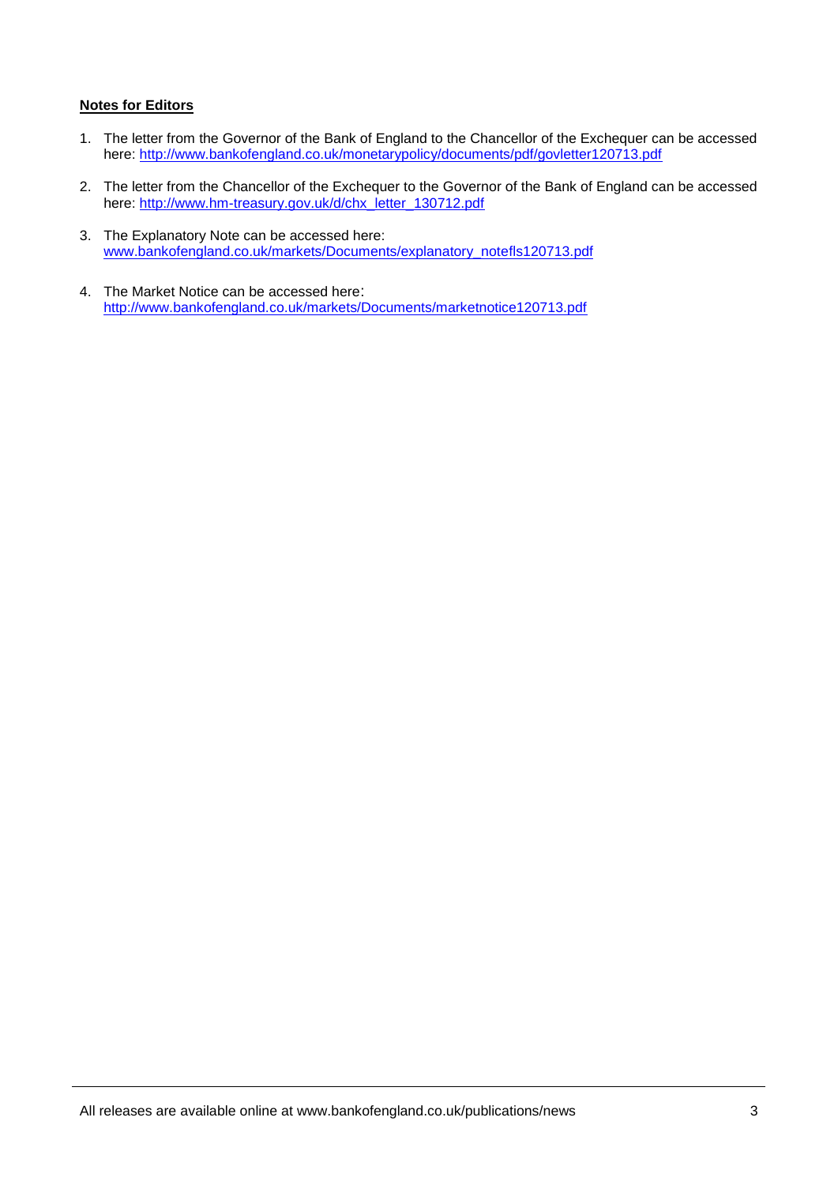**Notes for Editors**

1. The letter from the Governor of the Bank of England to the Chancellor of the Exchequer can be accessed here: http://www.bankofengland.co.uk/monetarypolicy/documents/pdf/govletter120713.pdf

2. The letter from the Chancellor of the Exchequer to the Governor of the Bank of England can be accessed here: http://www.hm-treasury.gov.uk/d/chx_letter_130712.pdf

3. The Explanatory Note can be accessed here: www.bankofengland.co.uk/markets/Documents/explanatory_notefls120713.pdf

4. The Market Notice can be accessed here: http://www.bankofengland.co.uk/markets/Documents/marketnotice120713.pdf